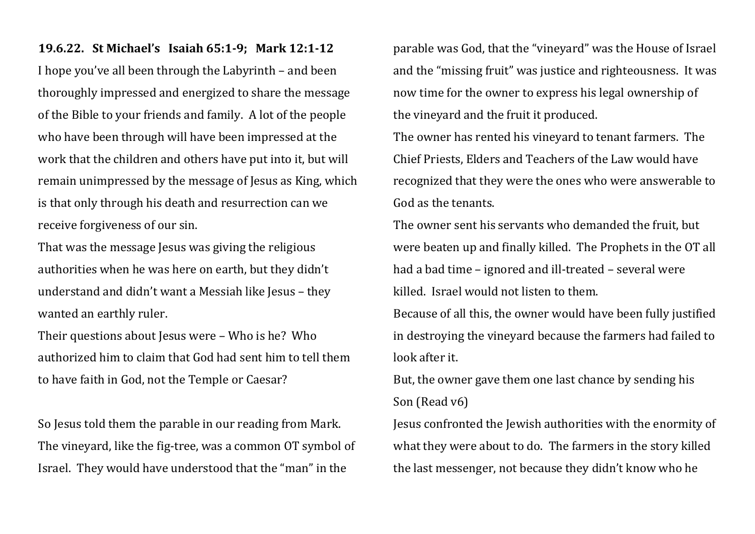**19.6.22. St Michael's Isaiah 65:1-9; Mark 12:1-12**

I hope you've all been through the Labyrinth – and been thoroughly impressed and energized to share the message of the Bible to your friends and family. A lot of the people who have been through will have been impressed at the work that the children and others have put into it, but will remain unimpressed by the message of Jesus as King, which is that only through his death and resurrection can we receive forgiveness of our sin.

That was the message Jesus was giving the religious authorities when he was here on earth, but they didn't understand and didn't want a Messiah like Jesus – they wanted an earthly ruler.

Their questions about Jesus were – Who is he? Who authorized him to claim that God had sent him to tell them to have faith in God, not the Temple or Caesar?

So Jesus told them the parable in our reading from Mark. The vineyard, like the fig-tree, was a common OT symbol of Israel. They would have understood that the "man" in the parable was God, that the "vineyard" was the House of Israel and the "missing fruit" was justice and righteousness. It was now time for the owner to express his legal ownership of the vineyard and the fruit it produced.

The owner has rented his vineyard to tenant farmers. The Chief Priests, Elders and Teachers of the Law would have recognized that they were the ones who were answerable to God as the tenants.

The owner sent his servants who demanded the fruit, but were beaten up and finally killed. The Prophets in the OT all had a bad time – ignored and ill-treated – several were killed. Israel would not listen to them.

Because of all this, the owner would have been fully justified in destroying the vineyard because the farmers had failed to look after it.

But, the owner gave them one last chance by sending his Son (Read v6)

Jesus confronted the Jewish authorities with the enormity of what they were about to do. The farmers in the story killed the last messenger, not because they didn't know who he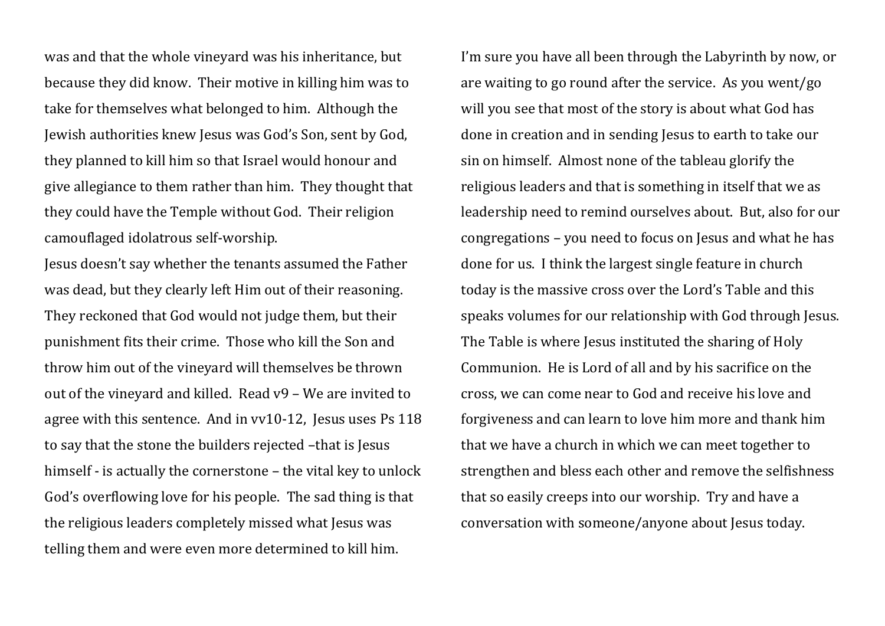was and that the whole vineyard was his inheritance, but because they did know. Their motive in killing him was to take for themselves what belonged to him. Although the Jewish authorities knew Jesus was God's Son, sent by God, they planned to kill him so that Israel would honour and give allegiance to them rather than him. They thought that they could have the Temple without God. Their religion camouflaged idolatrous self-worship.

Jesus doesn't say whether the tenants assumed the Father was dead, but they clearly left Him out of their reasoning. They reckoned that God would not judge them, but their punishment fits their crime. Those who kill the Son and throw him out of the vineyard will themselves be thrown out of the vineyard and killed. Read v9 – We are invited to agree with this sentence. And in vv10-12, Jesus uses Ps 118 to say that the stone the builders rejected –that is Jesus himself - is actually the cornerstone – the vital key to unlock God's overflowing love for his people. The sad thing is that the religious leaders completely missed what Jesus was telling them and were even more determined to kill him.

I'm sure you have all been through the Labyrinth by now, or are waiting to go round after the service. As you went/go will you see that most of the story is about what God has done in creation and in sending Jesus to earth to take our sin on himself. Almost none of the tableau glorify the religious leaders and that is something in itself that we as leadership need to remind ourselves about. But, also for our congregations – you need to focus on Jesus and what he has done for us. I think the largest single feature in church today is the massive cross over the Lord's Table and this speaks volumes for our relationship with God through Jesus. The Table is where Jesus instituted the sharing of Holy Communion. He is Lord of all and by his sacrifice on the cross, we can come near to God and receive his love and forgiveness and can learn to love him more and thank him that we have a church in which we can meet together to strengthen and bless each other and remove the selfishness that so easily creeps into our worship. Try and have a conversation with someone/anyone about Jesus today.